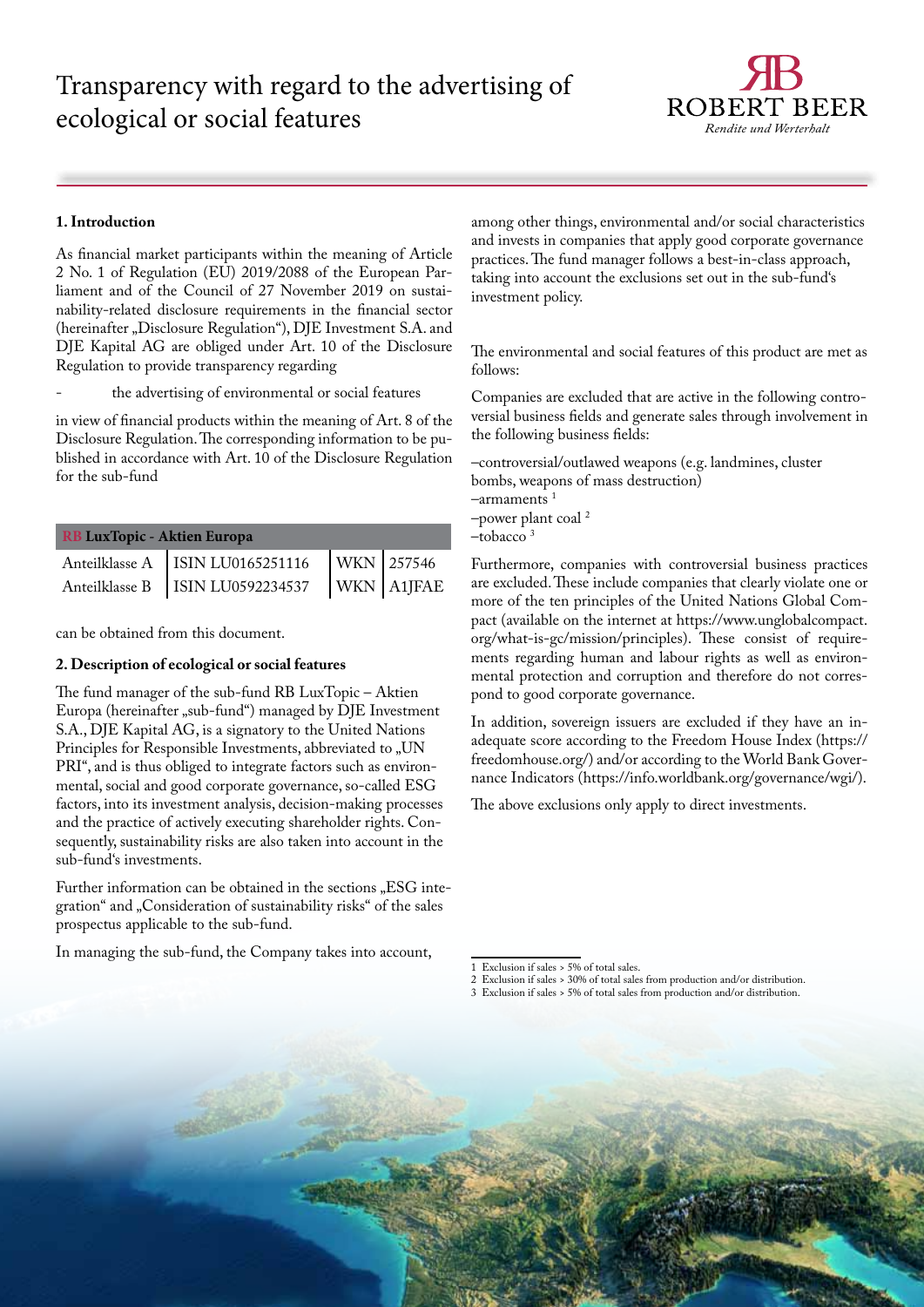# Transparency with regard to the advertising of ecological or social features

ROBERT BEER
*Rendite und Werterhalt*

## 1. Introduction

As financial market participants within the meaning of Article 2 No. 1 of Regulation (EU) 2019/2088 of the European Parliament and of the Council of 27 November 2019 on sustainability-related disclosure requirements in the financial sector (hereinafter „Disclosure Regulation"), DJE Investment S.A. and DJE Kapital AG are obliged under Art. 10 of the Disclosure Regulation to provide transparency regarding

- the advertising of environmental or social features

in view of financial products within the meaning of Art. 8 of the Disclosure Regulation. The corresponding information to be published in accordance with Art. 10 of the Disclosure Regulation for the sub-fund

| RB LuxTopic - Aktien Europa | | | |
|---|---|---|---|
| Anteilklasse A | ISIN LU0165251116 | WKN | 257546 |
| Anteilklasse B | ISIN LU0592234537 | WKN | A1JFAE |

can be obtained from this document.

## 2. Description of ecological or social features

The fund manager of the sub-fund RB LuxTopic – Aktien Europa (hereinafter „sub-fund") managed by DJE Investment S.A., DJE Kapital AG, is a signatory to the United Nations Principles for Responsible Investments, abbreviated to „UN PRI", and is thus obliged to integrate factors such as environmental, social and good corporate governance, so-called ESG factors, into its investment analysis, decision-making processes and the practice of actively executing shareholder rights. Consequently, sustainability risks are also taken into account in the sub-fund's investments.

Further information can be obtained in the sections „ESG integration" and „Consideration of sustainability risks" of the sales prospectus applicable to the sub-fund.

In managing the sub-fund, the Company takes into account, among other things, environmental and/or social characteristics and invests in companies that apply good corporate governance practices. The fund manager follows a best-in-class approach, taking into account the exclusions set out in the sub-fund's investment policy.

The environmental and social features of this product are met as follows:

Companies are excluded that are active in the following controversial business fields and generate sales through involvement in the following business fields:

–controversial/outlawed weapons (e.g. landmines, cluster bombs, weapons of mass destruction)
–armaments [1]
–power plant coal [2]
–tobacco [3]

Furthermore, companies with controversial business practices are excluded. These include companies that clearly violate one or more of the ten principles of the United Nations Global Compact (available on the internet at https://www.unglobalcompact.org/what-is-gc/mission/principles). These consist of requirements regarding human and labour rights as well as environmental protection and corruption and therefore do not correspond to good corporate governance.

In addition, sovereign issuers are excluded if they have an inadequate score according to the Freedom House Index (https://freedomhouse.org/) and/or according to the World Bank Governance Indicators (https://info.worldbank.org/governance/wgi/).

The above exclusions only apply to direct investments.

---

1 Exclusion if sales > 5% of total sales.
2 Exclusion if sales > 30% of total sales from production and/or distribution.
3 Exclusion if sales > 5% of total sales from production and/or distribution.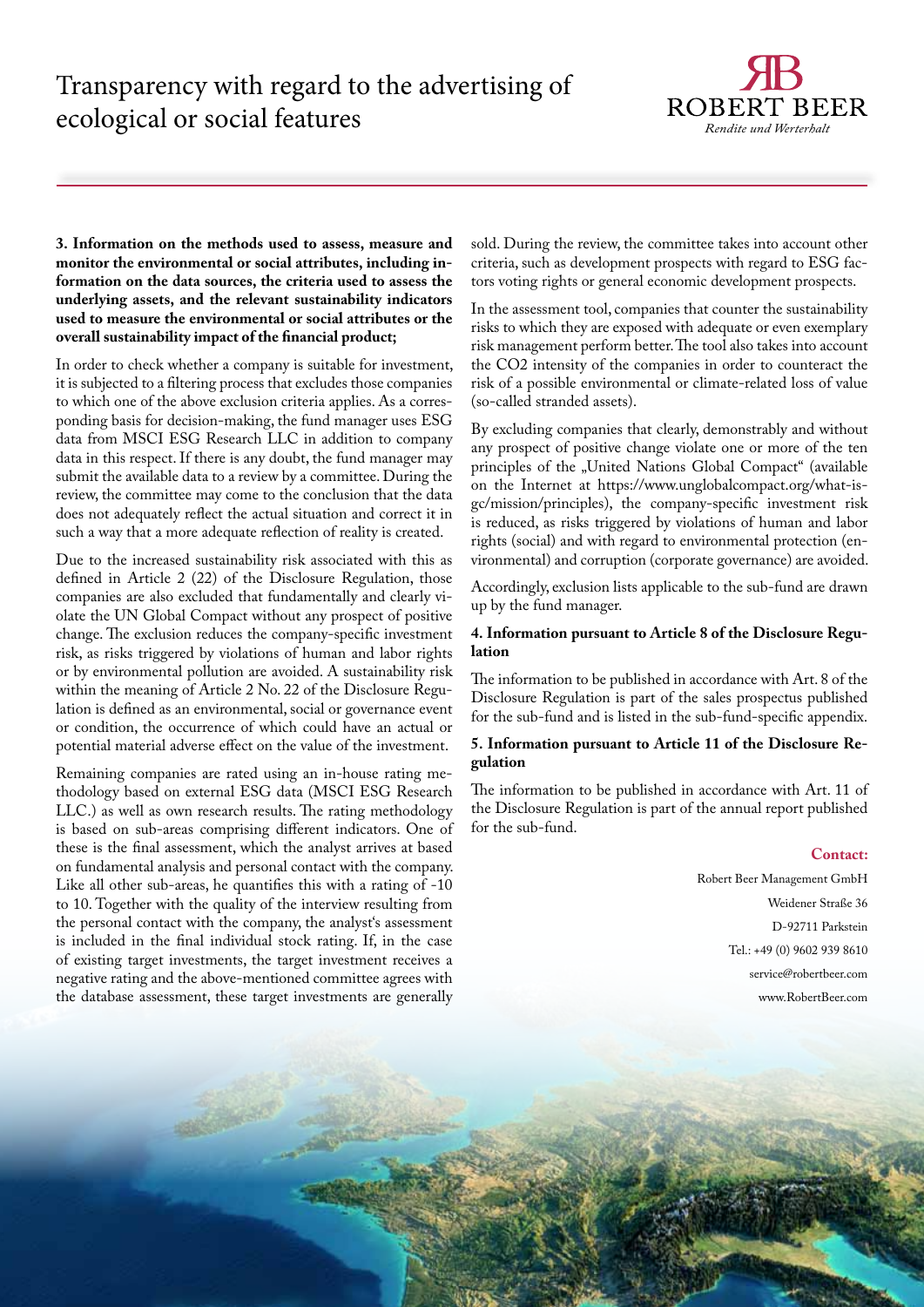# Transparency with regard to the advertising of ecological or social features

ROBERT BEER
*Rendite und Werterhalt*

**3. Information on the methods used to assess, measure and monitor the environmental or social attributes, including information on the data sources, the criteria used to assess the underlying assets, and the relevant sustainability indicators used to measure the environmental or social attributes or the overall sustainability impact of the financial product;**

In order to check whether a company is suitable for investment, it is subjected to a filtering process that excludes those companies to which one of the above exclusion criteria applies. As a corresponding basis for decision-making, the fund manager uses ESG data from MSCI ESG Research LLC in addition to company data in this respect. If there is any doubt, the fund manager may submit the available data to a review by a committee. During the review, the committee may come to the conclusion that the data does not adequately reflect the actual situation and correct it in such a way that a more adequate reflection of reality is created.

Due to the increased sustainability risk associated with this as defined in Article 2 (22) of the Disclosure Regulation, those companies are also excluded that fundamentally and clearly violate the UN Global Compact without any prospect of positive change. The exclusion reduces the company-specific investment risk, as risks triggered by violations of human and labor rights or by environmental pollution are avoided. A sustainability risk within the meaning of Article 2 No. 22 of the Disclosure Regulation is defined as an environmental, social or governance event or condition, the occurrence of which could have an actual or potential material adverse effect on the value of the investment.

Remaining companies are rated using an in-house rating methodology based on external ESG data (MSCI ESG Research LLC.) as well as own research results. The rating methodology is based on sub-areas comprising different indicators. One of these is the final assessment, which the analyst arrives at based on fundamental analysis and personal contact with the company. Like all other sub-areas, he quantifies this with a rating of -10 to 10. Together with the quality of the interview resulting from the personal contact with the company, the analyst's assessment is included in the final individual stock rating. If, in the case of existing target investments, the target investment receives a negative rating and the above-mentioned committee agrees with the database assessment, these target investments are generally sold. During the review, the committee takes into account other criteria, such as development prospects with regard to ESG factors voting rights or general economic development prospects.

In the assessment tool, companies that counter the sustainability risks to which they are exposed with adequate or even exemplary risk management perform better. The tool also takes into account the $CO_2$ intensity of the companies in order to counteract the risk of a possible environmental or climate-related loss of value (so-called stranded assets).

By excluding companies that clearly, demonstrably and without any prospect of positive change violate one or more of the ten principles of the „United Nations Global Compact" (available on the Internet at https://www.unglobalcompact.org/what-is-gc/mission/principles), the company-specific investment risk is reduced, as risks triggered by violations of human and labor rights (social) and with regard to environmental protection (environmental) and corruption (corporate governance) are avoided.

Accordingly, exclusion lists applicable to the sub-fund are drawn up by the fund manager.

**4. Information pursuant to Article 8 of the Disclosure Regulation**

The information to be published in accordance with Art. 8 of the Disclosure Regulation is part of the sales prospectus published for the sub-fund and is listed in the sub-fund-specific appendix.

**5. Information pursuant to Article 11 of the Disclosure Regulation**

The information to be published in accordance with Art. 11 of the Disclosure Regulation is part of the annual report published for the sub-fund.

**Contact:**

Robert Beer Management GmbH
Weidener Straße 36
D-92711 Parkstein
Tel.: +49 (0) 9602 939 8610
service@robertbeer.com
www.RobertBeer.com